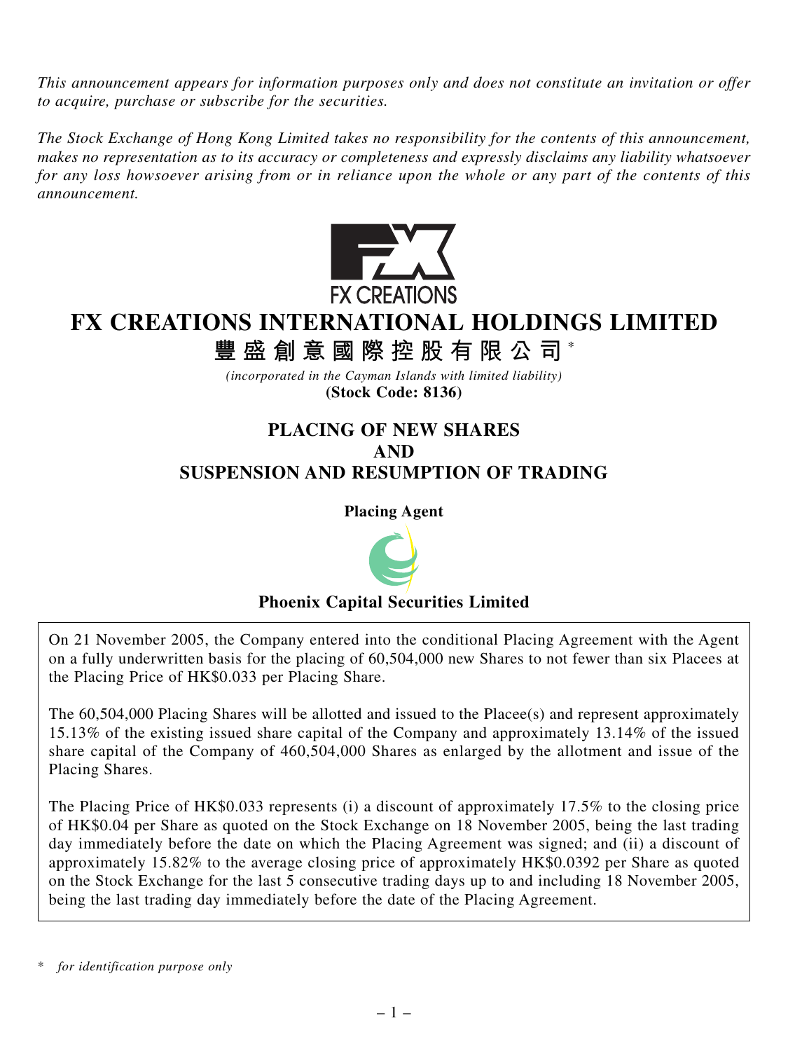*This announcement appears for information purposes only and does not constitute an invitation or offer to acquire, purchase or subscribe for the securities.*

*The Stock Exchange of Hong Kong Limited takes no responsibility for the contents of this announcement, makes no representation as to its accuracy or completeness and expressly disclaims any liability whatsoever for any loss howsoever arising from or in reliance upon the whole or any part of the contents of this announcement.*

FX CREATIONS

# FX CREATIONS INTERNATIONAL HOLDINGS LIMITED

# 豐盛創意國際控股有限公司*

*(incorporated in the Cayman Islands with limited liability)*

**(Stock Code: 8136)**

## PLACING OF NEW SHARES AND SUSPENSION AND RESUMPTION OF TRADING

**Placing Agent**

**Phoenix Capital Securities Limited**

On 21 November 2005, the Company entered into the conditional Placing Agreement with the Agent on a fully underwritten basis for the placing of 60,504,000 new Shares to not fewer than six Placees at the Placing Price of HK$0.033 per Placing Share.

The 60,504,000 Placing Shares will be allotted and issued to the Placee(s) and represent approximately 15.13% of the existing issued share capital of the Company and approximately 13.14% of the issued share capital of the Company of 460,504,000 Shares as enlarged by the allotment and issue of the Placing Shares.

The Placing Price of HK$0.033 represents (i) a discount of approximately 17.5% to the closing price of HK$0.04 per Share as quoted on the Stock Exchange on 18 November 2005, being the last trading day immediately before the date on which the Placing Agreement was signed; and (ii) a discount of approximately 15.82% to the average closing price of approximately HK$0.0392 per Share as quoted on the Stock Exchange for the last 5 consecutive trading days up to and including 18 November 2005, being the last trading day immediately before the date of the Placing Agreement.

\* *for identification purpose only*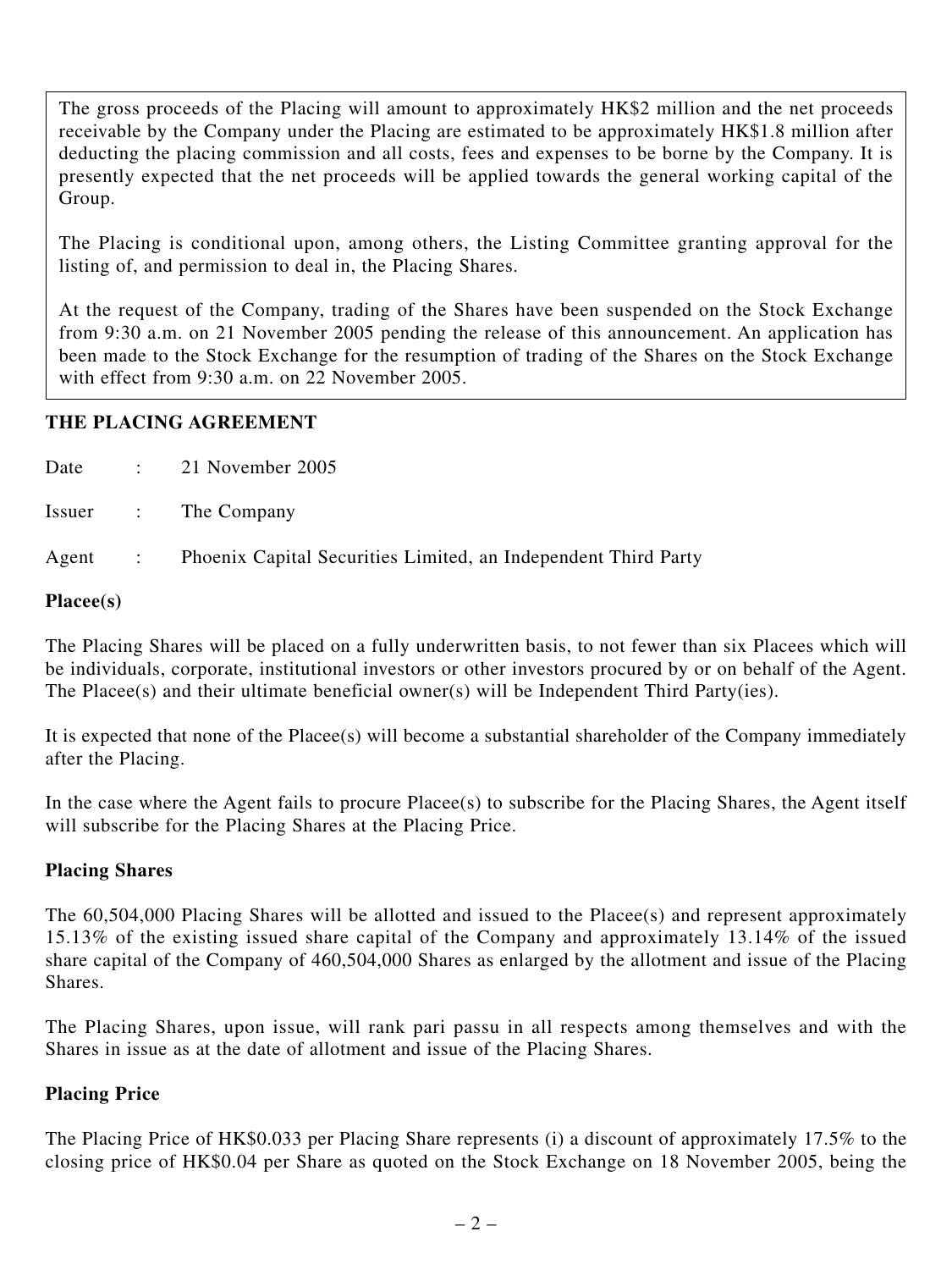The gross proceeds of the Placing will amount to approximately HK$2 million and the net proceeds receivable by the Company under the Placing are estimated to be approximately HK$1.8 million after deducting the placing commission and all costs, fees and expenses to be borne by the Company. It is presently expected that the net proceeds will be applied towards the general working capital of the Group.

The Placing is conditional upon, among others, the Listing Committee granting approval for the listing of, and permission to deal in, the Placing Shares.

At the request of the Company, trading of the Shares have been suspended on the Stock Exchange from 9:30 a.m. on 21 November 2005 pending the release of this announcement. An application has been made to the Stock Exchange for the resumption of trading of the Shares on the Stock Exchange with effect from 9:30 a.m. on 22 November 2005.

## THE PLACING AGREEMENT

Date : 21 November 2005

Issuer : The Company

Agent : Phoenix Capital Securities Limited, an Independent Third Party

### Placee(s)

The Placing Shares will be placed on a fully underwritten basis, to not fewer than six Placees which will be individuals, corporate, institutional investors or other investors procured by or on behalf of the Agent. The Placee(s) and their ultimate beneficial owner(s) will be Independent Third Party(ies).

It is expected that none of the Placee(s) will become a substantial shareholder of the Company immediately after the Placing.

In the case where the Agent fails to procure Placee(s) to subscribe for the Placing Shares, the Agent itself will subscribe for the Placing Shares at the Placing Price.

### Placing Shares

The 60,504,000 Placing Shares will be allotted and issued to the Placee(s) and represent approximately 15.13% of the existing issued share capital of the Company and approximately 13.14% of the issued share capital of the Company of 460,504,000 Shares as enlarged by the allotment and issue of the Placing Shares.

The Placing Shares, upon issue, will rank pari passu in all respects among themselves and with the Shares in issue as at the date of allotment and issue of the Placing Shares.

### Placing Price

The Placing Price of HK$0.033 per Placing Share represents (i) a discount of approximately 17.5% to the closing price of HK$0.04 per Share as quoted on the Stock Exchange on 18 November 2005, being the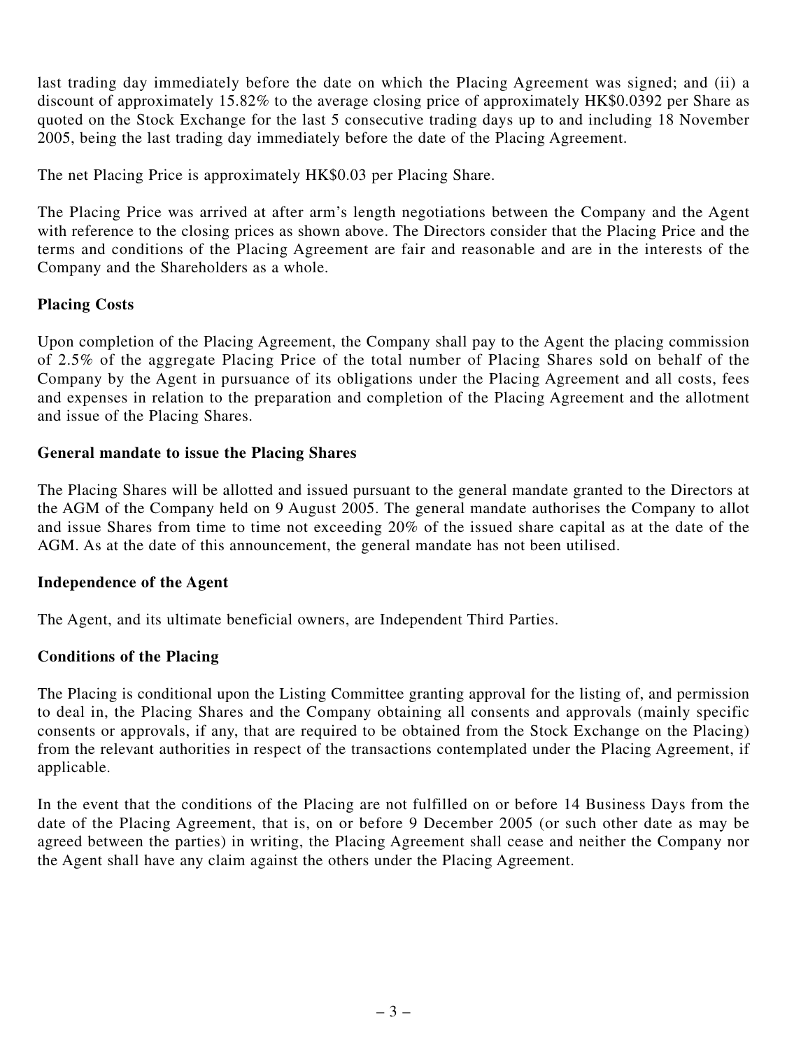last trading day immediately before the date on which the Placing Agreement was signed; and (ii) a discount of approximately 15.82% to the average closing price of approximately HK$0.0392 per Share as quoted on the Stock Exchange for the last 5 consecutive trading days up to and including 18 November 2005, being the last trading day immediately before the date of the Placing Agreement.

The net Placing Price is approximately HK$0.03 per Placing Share.

The Placing Price was arrived at after arm's length negotiations between the Company and the Agent with reference to the closing prices as shown above. The Directors consider that the Placing Price and the terms and conditions of the Placing Agreement are fair and reasonable and are in the interests of the Company and the Shareholders as a whole.

**Placing Costs**

Upon completion of the Placing Agreement, the Company shall pay to the Agent the placing commission of 2.5% of the aggregate Placing Price of the total number of Placing Shares sold on behalf of the Company by the Agent in pursuance of its obligations under the Placing Agreement and all costs, fees and expenses in relation to the preparation and completion of the Placing Agreement and the allotment and issue of the Placing Shares.

**General mandate to issue the Placing Shares**

The Placing Shares will be allotted and issued pursuant to the general mandate granted to the Directors at the AGM of the Company held on 9 August 2005. The general mandate authorises the Company to allot and issue Shares from time to time not exceeding 20% of the issued share capital as at the date of the AGM. As at the date of this announcement, the general mandate has not been utilised.

**Independence of the Agent**

The Agent, and its ultimate beneficial owners, are Independent Third Parties.

**Conditions of the Placing**

The Placing is conditional upon the Listing Committee granting approval for the listing of, and permission to deal in, the Placing Shares and the Company obtaining all consents and approvals (mainly specific consents or approvals, if any, that are required to be obtained from the Stock Exchange on the Placing) from the relevant authorities in respect of the transactions contemplated under the Placing Agreement, if applicable.

In the event that the conditions of the Placing are not fulfilled on or before 14 Business Days from the date of the Placing Agreement, that is, on or before 9 December 2005 (or such other date as may be agreed between the parties) in writing, the Placing Agreement shall cease and neither the Company nor the Agent shall have any claim against the others under the Placing Agreement.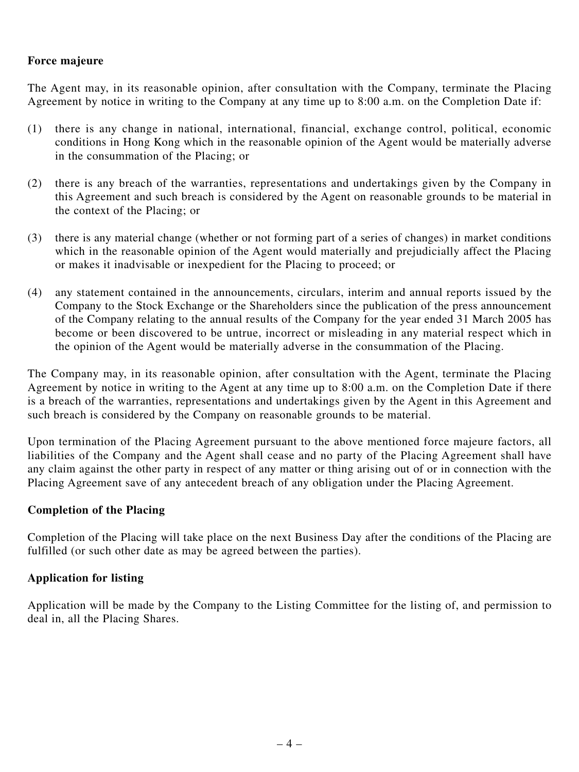**Force majeure**

The Agent may, in its reasonable opinion, after consultation with the Company, terminate the Placing Agreement by notice in writing to the Company at any time up to 8:00 a.m. on the Completion Date if:

(1) there is any change in national, international, financial, exchange control, political, economic conditions in Hong Kong which in the reasonable opinion of the Agent would be materially adverse in the consummation of the Placing; or

(2) there is any breach of the warranties, representations and undertakings given by the Company in this Agreement and such breach is considered by the Agent on reasonable grounds to be material in the context of the Placing; or

(3) there is any material change (whether or not forming part of a series of changes) in market conditions which in the reasonable opinion of the Agent would materially and prejudicially affect the Placing or makes it inadvisable or inexpedient for the Placing to proceed; or

(4) any statement contained in the announcements, circulars, interim and annual reports issued by the Company to the Stock Exchange or the Shareholders since the publication of the press announcement of the Company relating to the annual results of the Company for the year ended 31 March 2005 has become or been discovered to be untrue, incorrect or misleading in any material respect which in the opinion of the Agent would be materially adverse in the consummation of the Placing.

The Company may, in its reasonable opinion, after consultation with the Agent, terminate the Placing Agreement by notice in writing to the Agent at any time up to 8:00 a.m. on the Completion Date if there is a breach of the warranties, representations and undertakings given by the Agent in this Agreement and such breach is considered by the Company on reasonable grounds to be material.

Upon termination of the Placing Agreement pursuant to the above mentioned force majeure factors, all liabilities of the Company and the Agent shall cease and no party of the Placing Agreement shall have any claim against the other party in respect of any matter or thing arising out of or in connection with the Placing Agreement save of any antecedent breach of any obligation under the Placing Agreement.

**Completion of the Placing**

Completion of the Placing will take place on the next Business Day after the conditions of the Placing are fulfilled (or such other date as may be agreed between the parties).

**Application for listing**

Application will be made by the Company to the Listing Committee for the listing of, and permission to deal in, all the Placing Shares.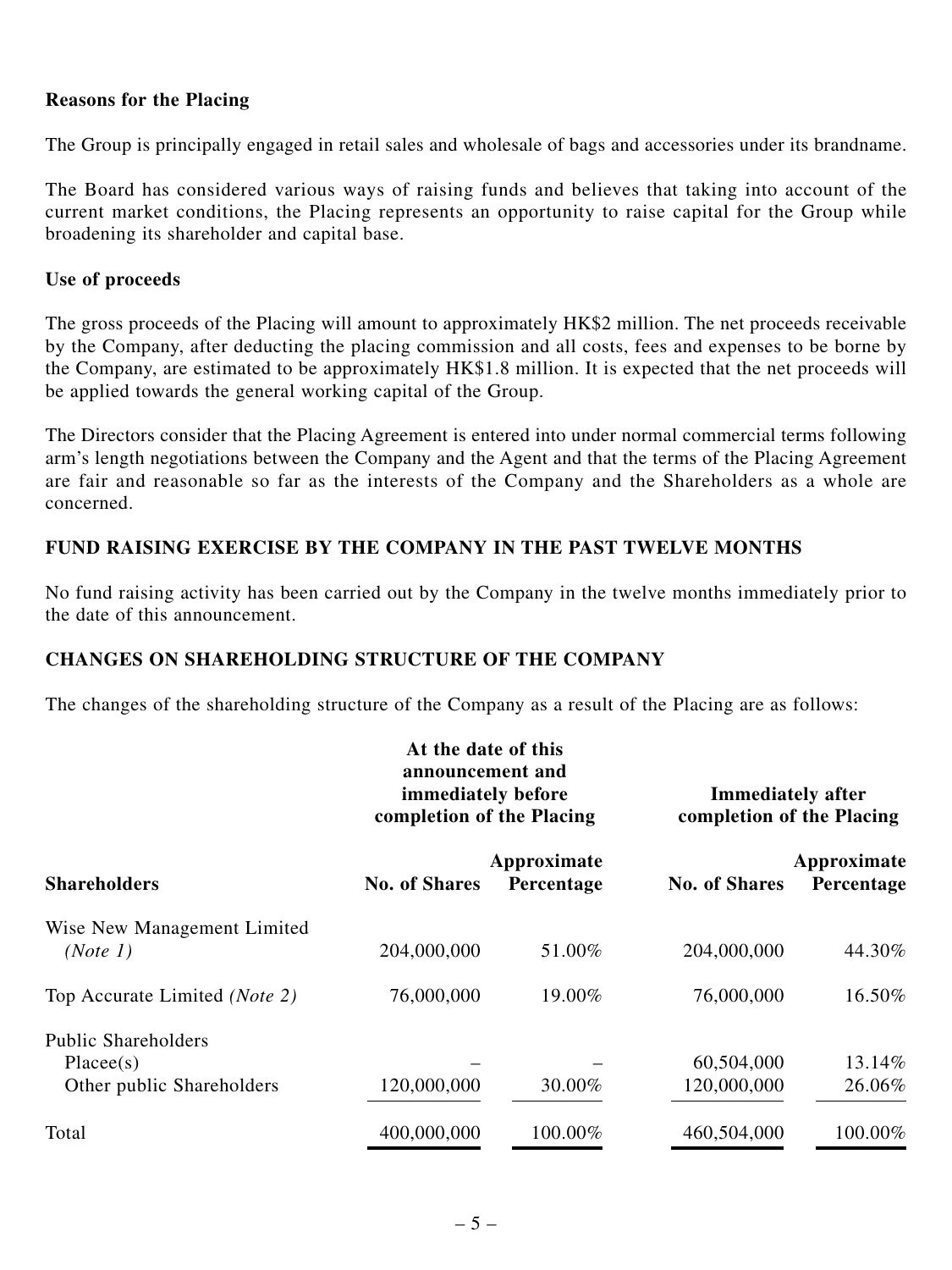**Reasons for the Placing**

The Group is principally engaged in retail sales and wholesale of bags and accessories under its brandname.

The Board has considered various ways of raising funds and believes that taking into account of the current market conditions, the Placing represents an opportunity to raise capital for the Group while broadening its shareholder and capital base.

**Use of proceeds**

The gross proceeds of the Placing will amount to approximately HK$2 million. The net proceeds receivable by the Company, after deducting the placing commission and all costs, fees and expenses to be borne by the Company, are estimated to be approximately HK$1.8 million. It is expected that the net proceeds will be applied towards the general working capital of the Group.

The Directors consider that the Placing Agreement is entered into under normal commercial terms following arm's length negotiations between the Company and the Agent and that the terms of the Placing Agreement are fair and reasonable so far as the interests of the Company and the Shareholders as a whole are concerned.

## FUND RAISING EXERCISE BY THE COMPANY IN THE PAST TWELVE MONTHS

No fund raising activity has been carried out by the Company in the twelve months immediately prior to the date of this announcement.

## CHANGES ON SHAREHOLDING STRUCTURE OF THE COMPANY

The changes of the shareholding structure of the Company as a result of the Placing are as follows:

| | At the date of this announcement and immediately before completion of the Placing | | Immediately after completion of the Placing | |
|---|---|---|---|---|
| **Shareholders** | **No. of Shares** | **Approximate Percentage** | **No. of Shares** | **Approximate Percentage** |
| Wise New Management Limited *(Note 1)* | 204,000,000 | 51.00% | 204,000,000 | 44.30% |
| Top Accurate Limited *(Note 2)* | 76,000,000 | 19.00% | 76,000,000 | 16.50% |
| Public Shareholders | | | | |
| Placee(s) | – | – | 60,504,000 | 13.14% |
| Other public Shareholders | 120,000,000 | 30.00% | 120,000,000 | 26.06% |
| Total | 400,000,000 | 100.00% | 460,504,000 | 100.00% |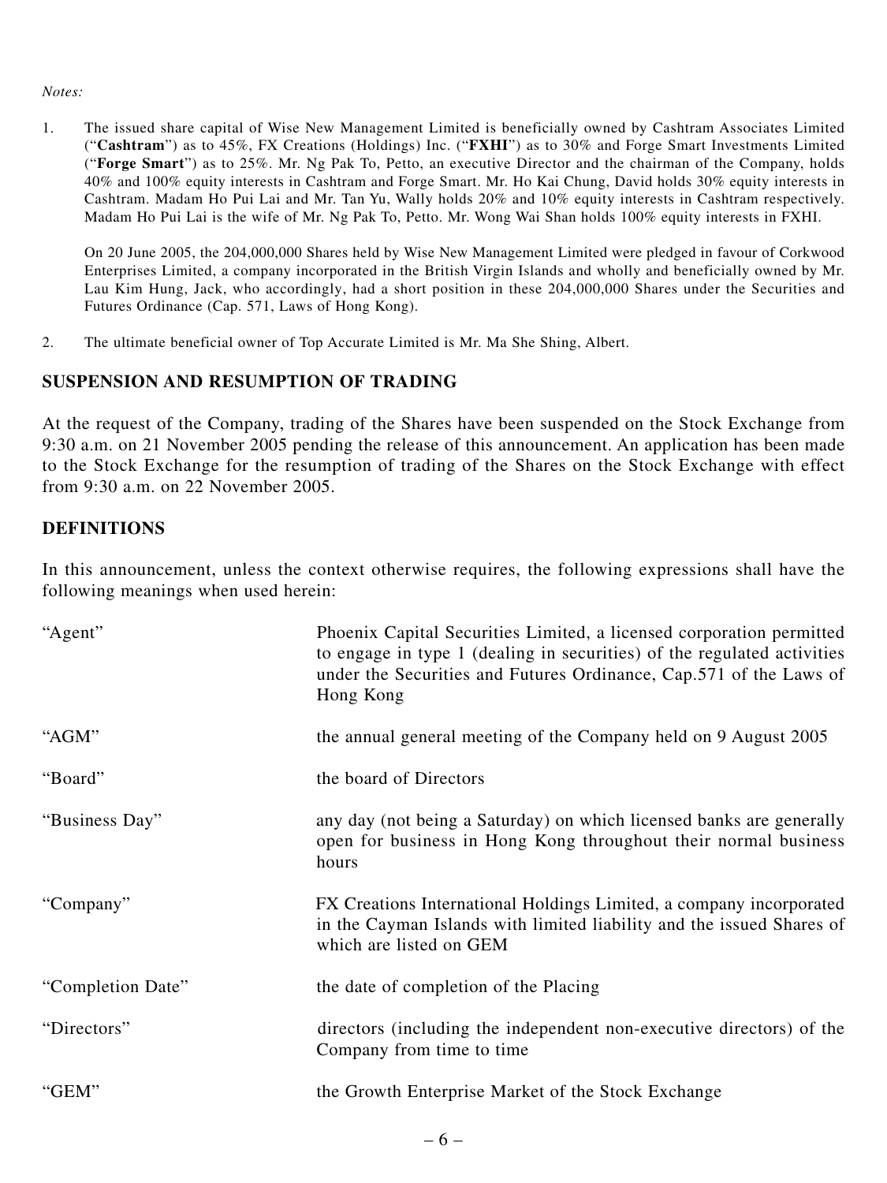*Notes:*

1. The issued share capital of Wise New Management Limited is beneficially owned by Cashtram Associates Limited ("**Cashtram**") as to 45%, FX Creations (Holdings) Inc. ("**FXHI**") as to 30% and Forge Smart Investments Limited ("**Forge Smart**") as to 25%. Mr. Ng Pak To, Petto, an executive Director and the chairman of the Company, holds 40% and 100% equity interests in Cashtram and Forge Smart. Mr. Ho Kai Chung, David holds 30% equity interests in Cashtram. Madam Ho Pui Lai and Mr. Tan Yu, Wally holds 20% and 10% equity interests in Cashtram respectively. Madam Ho Pui Lai is the wife of Mr. Ng Pak To, Petto. Mr. Wong Wai Shan holds 100% equity interests in FXHI.

   On 20 June 2005, the 204,000,000 Shares held by Wise New Management Limited were pledged in favour of Corkwood Enterprises Limited, a company incorporated in the British Virgin Islands and wholly and beneficially owned by Mr. Lau Kim Hung, Jack, who accordingly, had a short position in these 204,000,000 Shares under the Securities and Futures Ordinance (Cap. 571, Laws of Hong Kong).

2. The ultimate beneficial owner of Top Accurate Limited is Mr. Ma She Shing, Albert.

## SUSPENSION AND RESUMPTION OF TRADING

At the request of the Company, trading of the Shares have been suspended on the Stock Exchange from 9:30 a.m. on 21 November 2005 pending the release of this announcement. An application has been made to the Stock Exchange for the resumption of trading of the Shares on the Stock Exchange with effect from 9:30 a.m. on 22 November 2005.

## DEFINITIONS

In this announcement, unless the context otherwise requires, the following expressions shall have the following meanings when used herein:

| | |
|---|---|
| "Agent" | Phoenix Capital Securities Limited, a licensed corporation permitted to engage in type 1 (dealing in securities) of the regulated activities under the Securities and Futures Ordinance, Cap.571 of the Laws of Hong Kong |
| "AGM" | the annual general meeting of the Company held on 9 August 2005 |
| "Board" | the board of Directors |
| "Business Day" | any day (not being a Saturday) on which licensed banks are generally open for business in Hong Kong throughout their normal business hours |
| "Company" | FX Creations International Holdings Limited, a company incorporated in the Cayman Islands with limited liability and the issued Shares of which are listed on GEM |
| "Completion Date" | the date of completion of the Placing |
| "Directors" | directors (including the independent non-executive directors) of the Company from time to time |
| "GEM" | the Growth Enterprise Market of the Stock Exchange |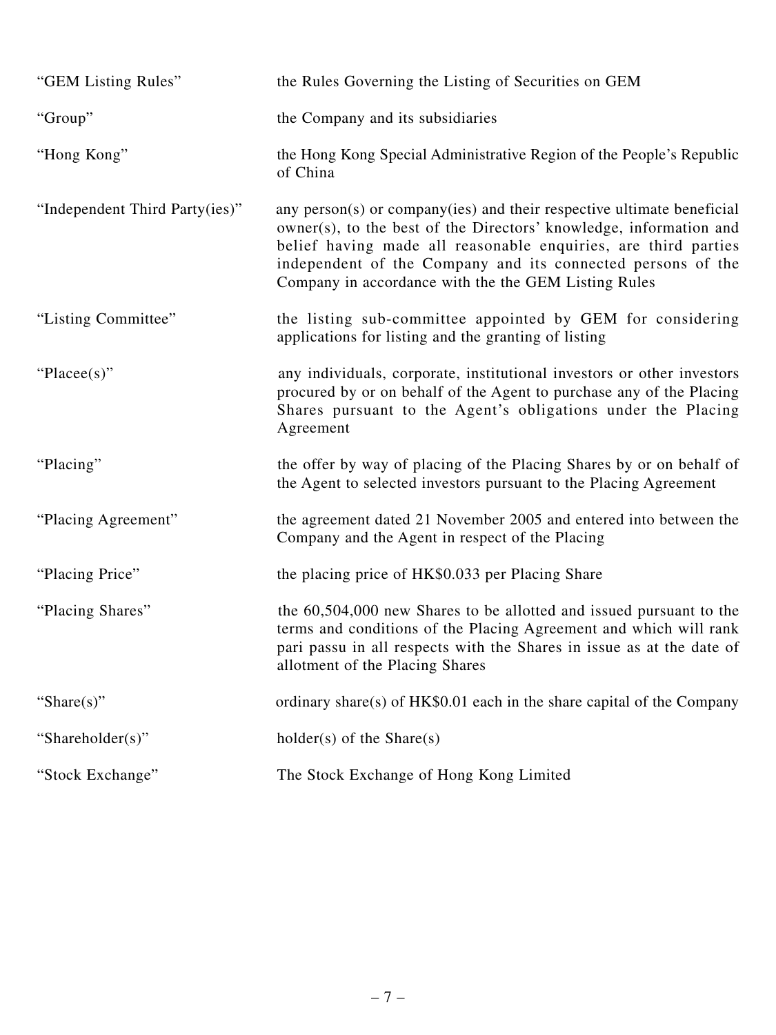| | |
|---|---|
| "GEM Listing Rules" | the Rules Governing the Listing of Securities on GEM |
| "Group" | the Company and its subsidiaries |
| "Hong Kong" | the Hong Kong Special Administrative Region of the People's Republic of China |
| "Independent Third Party(ies)" | any person(s) or company(ies) and their respective ultimate beneficial owner(s), to the best of the Directors' knowledge, information and belief having made all reasonable enquiries, are third parties independent of the Company and its connected persons of the Company in accordance with the the GEM Listing Rules |
| "Listing Committee" | the listing sub-committee appointed by GEM for considering applications for listing and the granting of listing |
| "Placee(s)" | any individuals, corporate, institutional investors or other investors procured by or on behalf of the Agent to purchase any of the Placing Shares pursuant to the Agent's obligations under the Placing Agreement |
| "Placing" | the offer by way of placing of the Placing Shares by or on behalf of the Agent to selected investors pursuant to the Placing Agreement |
| "Placing Agreement" | the agreement dated 21 November 2005 and entered into between the Company and the Agent in respect of the Placing |
| "Placing Price" | the placing price of HK$0.033 per Placing Share |
| "Placing Shares" | the 60,504,000 new Shares to be allotted and issued pursuant to the terms and conditions of the Placing Agreement and which will rank pari passu in all respects with the Shares in issue as at the date of allotment of the Placing Shares |
| "Share(s)" | ordinary share(s) of HK$0.01 each in the share capital of the Company |
| "Shareholder(s)" | holder(s) of the Share(s) |
| "Stock Exchange" | The Stock Exchange of Hong Kong Limited |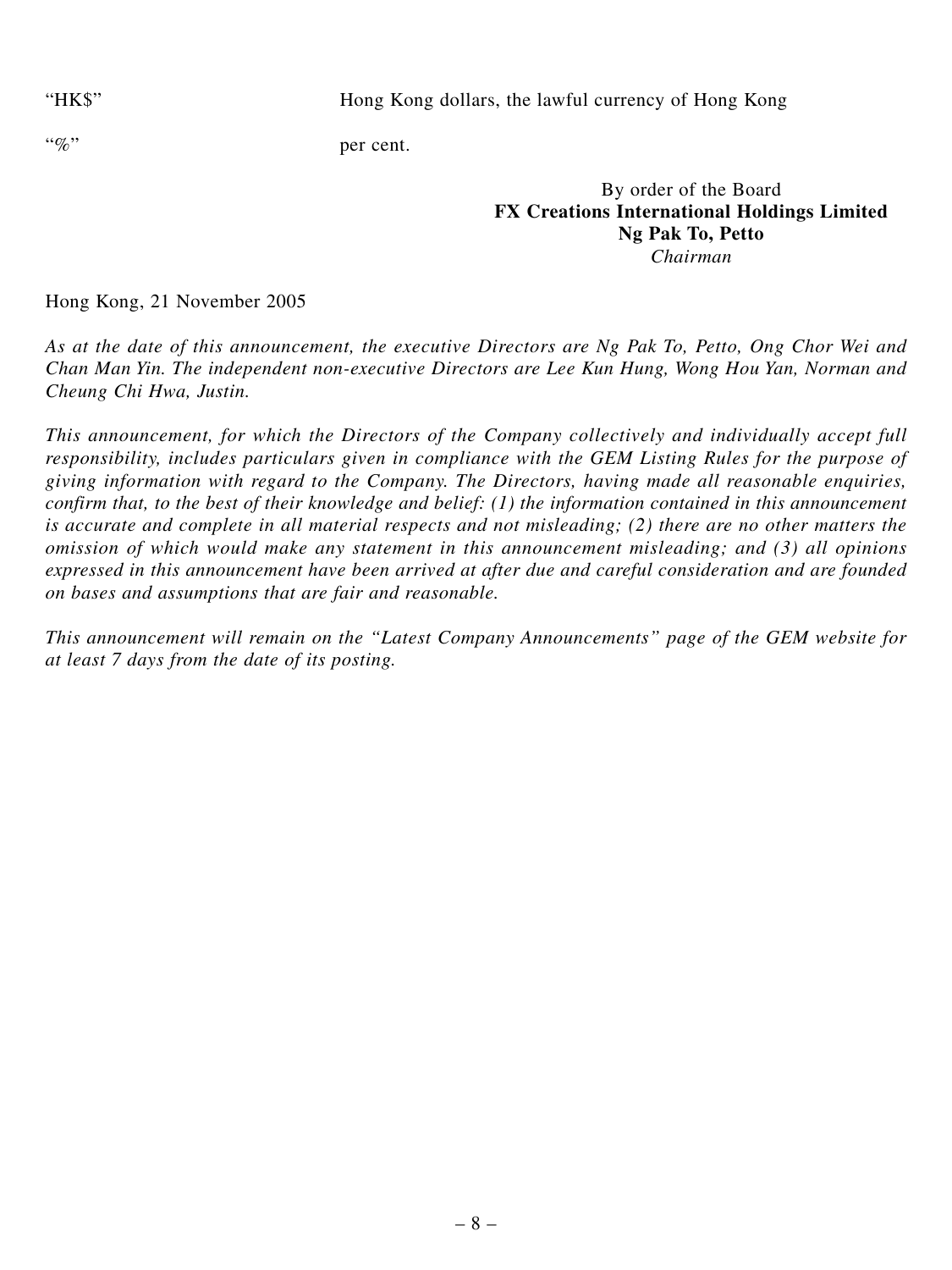| | |
|---|---|
| "HK$" | Hong Kong dollars, the lawful currency of Hong Kong |
| "%" | per cent. |

By order of the Board
**FX Creations International Holdings Limited**
**Ng Pak To, Petto**
*Chairman*

Hong Kong, 21 November 2005

*As at the date of this announcement, the executive Directors are Ng Pak To, Petto, Ong Chor Wei and Chan Man Yin. The independent non-executive Directors are Lee Kun Hung, Wong Hou Yan, Norman and Cheung Chi Hwa, Justin.*

*This announcement, for which the Directors of the Company collectively and individually accept full responsibility, includes particulars given in compliance with the GEM Listing Rules for the purpose of giving information with regard to the Company. The Directors, having made all reasonable enquiries, confirm that, to the best of their knowledge and belief: (1) the information contained in this announcement is accurate and complete in all material respects and not misleading; (2) there are no other matters the omission of which would make any statement in this announcement misleading; and (3) all opinions expressed in this announcement have been arrived at after due and careful consideration and are founded on bases and assumptions that are fair and reasonable.*

*This announcement will remain on the "Latest Company Announcements" page of the GEM website for at least 7 days from the date of its posting.*